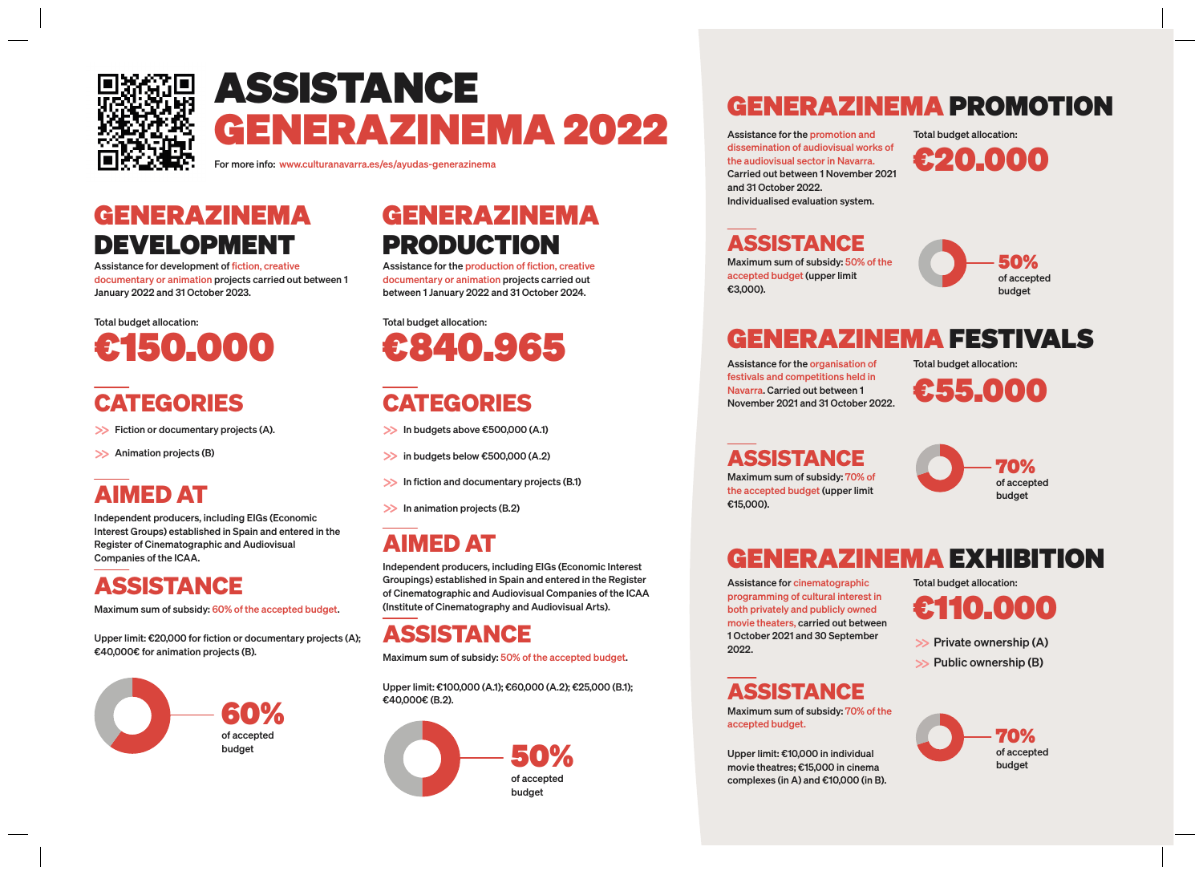# ASSISTANCE GENERAZINEMA 2022

For more info: www.culturanavarra.es/es/ayudas-generazinema

## GENERAZINEMA DEVELOPMENT

Assistance for development of fiction, creative documentary or animation projects carried out between 1 January 2022 and 31 October 2023.

Total budget allocation:

**€150.000**

### CATEGORIES

- Fiction or documentary projects (A).
- Animation projects (B)

### AIMED AT

Independent producers, including EIGs (Economic Interest Groups) established in Spain and entered in the Register of Cinematographic and Audiovisual Companies of the ICAA.

### ASSISTANCE

Maximum sum of subsidy: 60% of the accepted budget.

Upper limit: €20,000 for fiction or documentary projects (A); €40,000€ for animation projects (B).

**60%** of accepted budget

## GENERAZINEMA PRODUCTION

Assistance for the production of fiction, creative documentary or animation projects carried out between 1 January 2022 and 31 October 2024.

Total budget allocation:

**€840.965**

### CATEGORIES

- In budgets above €500,000 (A.1)
- in budgets below €500,000 (A.2)
- In fiction and documentary projects (B.1)
- In animation projects (B.2)

### AIMED AT

Independent producers, including EIGs (Economic Interest Groupings) established in Spain and entered in the Register of Cinematographic and Audiovisual Companies of the ICAA (Institute of Cinematography and Audiovisual Arts).

### ASSISTANCE

Maximum sum of subsidy: 50% of the accepted budget.

Upper limit: €100,000 (A.1); €60,000 (A.2); €25,000 (B.1); €40,000€ (B.2).

**50%** of accepted budget

## GENERAZINEMA PROMOTION

Assistance for the promotion and dissemination of audiovisual works of the audiovisual sector in Navarra. Carried out between 1 November 2021 and 31 October 2022. Individualised evaluation system.

Total budget allocation:

**€20.000**

### ASSISTANCE

Maximum sum of subsidy: 50% of the accepted budget (upper limit €3,000).

**50%** of accepted budget

## GENERAZINEMA FESTIVALS

Assistance for the organisation of festivals and competitions held in Navarra. Carried out between 1 November 2021 and 31 October 2022.

Total budget allocation:

**€55.000**

### ASSISTANCE

Maximum sum of subsidy: 70% of the accepted budget (upper limit €15,000).

**70%** of accepted budget

## GENERAZINEMA EXHIBITION

Assistance for cinematographic programming of cultural interest in both privately and publicly owned movie theaters, carried out between 1 October 2021 and 30 September 2022.

Total budget allocation:

**€110.000**

- Private ownership (A)
- Public ownership (B)

### ASSISTANCE

Maximum sum of subsidy: 70% of the accepted budget.

Upper limit: €10,000 in individual movie theatres; €15,000 in cinema complexes (in A) and €10,000 (in B).

**70%** of accepted budget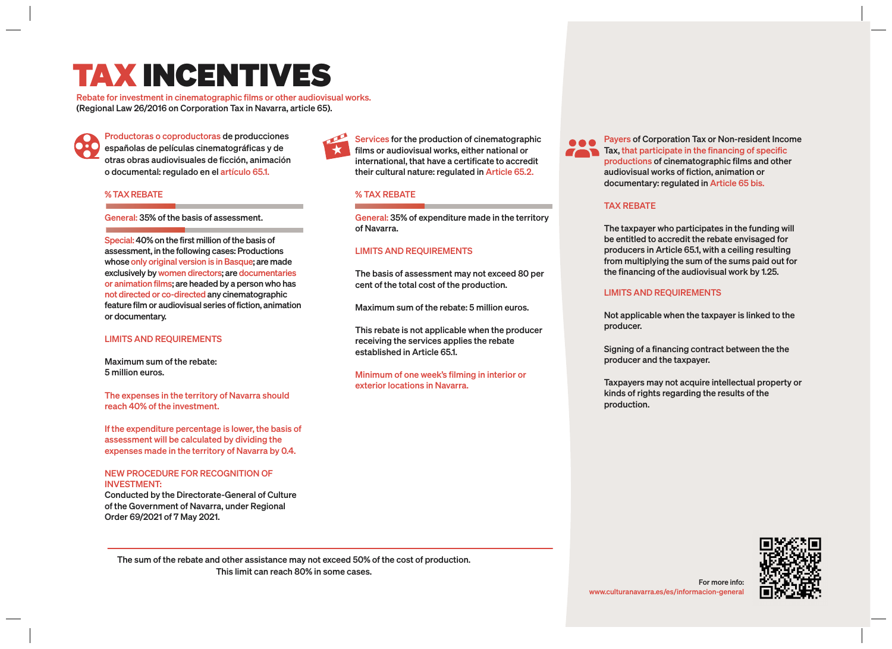# TAX INCENTIVES

Rebate for investment in cinematographic films or other audiovisual works.
(Regional Law 26/2016 on Corporation Tax in Navarra, article 65).

Productoras o coproductoras de producciones españolas de películas cinematográficas y de otras obras audiovisuales de ficción, animación o documental: regulado en el artículo 65.1.

### % TAX REBATE

General: 35% of the basis of assessment.

Special: 40% on the first million of the basis of assessment, in the following cases: Productions whose only original version is in Basque; are made exclusively by women directors; are documentaries or animation films; are headed by a person who has not directed or co-directed any cinematographic feature film or audiovisual series of fiction, animation or documentary.

### LIMITS AND REQUIREMENTS

Maximum sum of the rebate:
5 million euros.

The expenses in the territory of Navarra should reach 40% of the investment.

If the expenditure percentage is lower, the basis of assessment will be calculated by dividing the expenses made in the territory of Navarra by 0.4.

### NEW PROCEDURE FOR RECOGNITION OF INVESTMENT:

Conducted by the Directorate-General of Culture of the Government of Navarra, under Regional Order 69/2021 of 7 May 2021.

Services for the production of cinematographic films or audiovisual works, either national or international, that have a certificate to accredit their cultural nature: regulated in Article 65.2.

### % TAX REBATE

General: 35% of expenditure made in the territory of Navarra.

### LIMITS AND REQUIREMENTS

The basis of assessment may not exceed 80 per cent of the total cost of the production.

Maximum sum of the rebate: 5 million euros.

This rebate is not applicable when the producer receiving the services applies the rebate established in Article 65.1.

Minimum of one week's filming in interior or exterior locations in Navarra.

The sum of the rebate and other assistance may not exceed 50% of the cost of production.
This limit can reach 80% in some cases.

Payers of Corporation Tax or Non-resident Income Tax, that participate in the financing of specific productions of cinematographic films and other audiovisual works of fiction, animation or documentary: regulated in Article 65 bis.

### TAX REBATE

The taxpayer who participates in the funding will be entitled to accredit the rebate envisaged for producers in Article 65.1, with a ceiling resulting from multiplying the sum of the sums paid out for the financing of the audiovisual work by 1.25.

### LIMITS AND REQUIREMENTS

Not applicable when the taxpayer is linked to the producer.

Signing of a financing contract between the the producer and the taxpayer.

Taxpayers may not acquire intellectual property or kinds of rights regarding the results of the production.

For more info:
www.culturanavarra.es/es/informacion-general